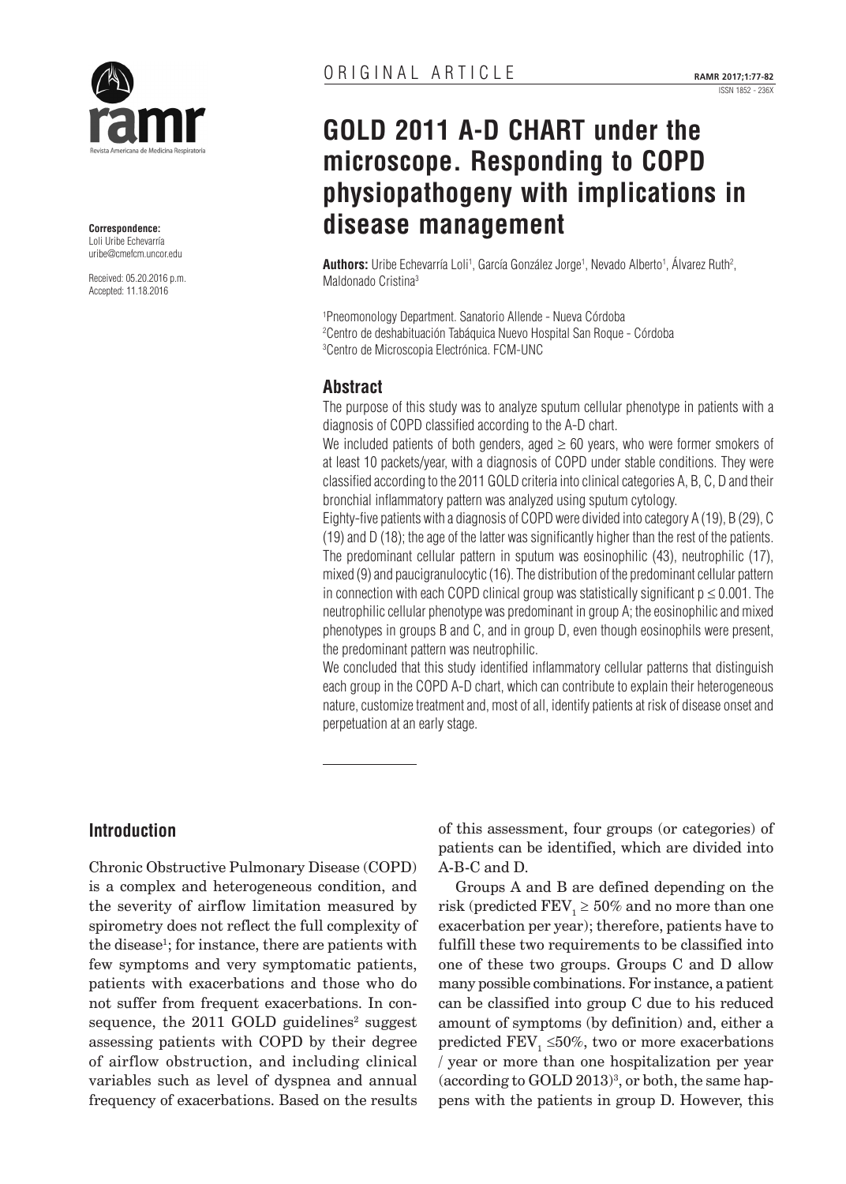ORIGINAL ARTICLE

# GOLD 2011 A-D CHART under the microscope. Responding to COPD physiopathogeny with implications in disease management

**Authors:** Uribe Echevarría Loli[1], García González Jorge[1], Nevado Alberto[1], Álvarez Ruth[2], Maldonado Cristina[3]

[1]Pneomonology Department. Sanatorio Allende - Nueva Córdoba
[2]Centro de deshabituación Tabáquica Nuevo Hospital San Roque - Córdoba
[3]Centro de Microscopia Electrónica. FCM-UNC

**Correspondence:**
Loli Uribe Echevarría
uribe@cmefcm.uncor.edu

Received: 05.20.2016 p.m.
Accepted: 11.18.2016

## Abstract

The purpose of this study was to analyze sputum cellular phenotype in patients with a diagnosis of COPD classified according to the A-D chart.

We included patients of both genders, aged ≥ 60 years, who were former smokers of at least 10 packets/year, with a diagnosis of COPD under stable conditions. They were classified according to the 2011 GOLD criteria into clinical categories A, B, C, D and their bronchial inflammatory pattern was analyzed using sputum cytology.

Eighty-five patients with a diagnosis of COPD were divided into category A (19), B (29), C (19) and D (18); the age of the latter was significantly higher than the rest of the patients. The predominant cellular pattern in sputum was eosinophilic (43), neutrophilic (17), mixed (9) and paucigranulocytic (16). The distribution of the predominant cellular pattern in connection with each COPD clinical group was statistically significant $p \leq 0.001$. The neutrophilic cellular phenotype was predominant in group A; the eosinophilic and mixed phenotypes in groups B and C, and in group D, even though eosinophils were present, the predominant pattern was neutrophilic.

We concluded that this study identified inflammatory cellular patterns that distinguish each group in the COPD A-D chart, which can contribute to explain their heterogeneous nature, customize treatment and, most of all, identify patients at risk of disease onset and perpetuation at an early stage.

## Introduction

Chronic Obstructive Pulmonary Disease (COPD) is a complex and heterogeneous condition, and the severity of airflow limitation measured by spirometry does not reflect the full complexity of the disease[1]; for instance, there are patients with few symptoms and very symptomatic patients, patients with exacerbations and those who do not suffer from frequent exacerbations. In consequence, the 2011 GOLD guidelines[2] suggest assessing patients with COPD by their degree of airflow obstruction, and including clinical variables such as level of dyspnea and annual frequency of exacerbations. Based on the results of this assessment, four groups (or categories) of patients can be identified, which are divided into A-B-C and D.

Groups A and B are defined depending on the risk (predicted $FEV_1 \geq 50\%$ and no more than one exacerbation per year); therefore, patients have to fulfill these two requirements to be classified into one of these two groups. Groups C and D allow many possible combinations. For instance, a patient can be classified into group C due to his reduced amount of symptoms (by definition) and, either a predicted $FEV_1 \leq 50\%$, two or more exacerbations / year or more than one hospitalization per year (according to GOLD 2013)[3], or both, the same happens with the patients in group D. However, this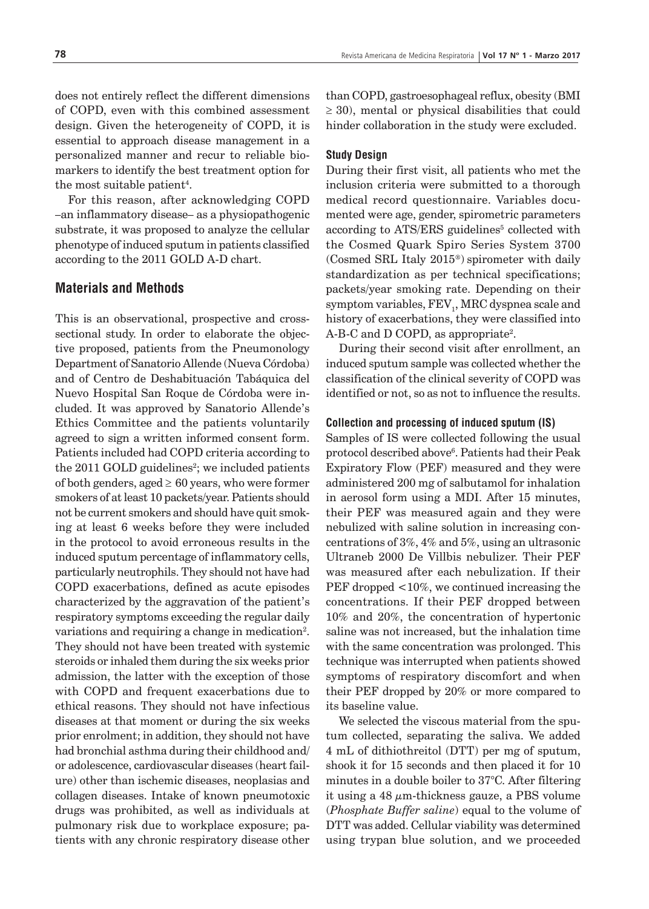does not entirely reflect the different dimensions of COPD, even with this combined assessment design. Given the heterogeneity of COPD, it is essential to approach disease management in a personalized manner and recur to reliable biomarkers to identify the best treatment option for the most suitable patient[4].

For this reason, after acknowledging COPD –an inflammatory disease– as a physiopathogenic substrate, it was proposed to analyze the cellular phenotype of induced sputum in patients classified according to the 2011 GOLD A-D chart.

## Materials and Methods

This is an observational, prospective and cross-sectional study. In order to elaborate the objective proposed, patients from the Pneumonology Department of Sanatorio Allende (Nueva Córdoba) and of Centro de Deshabituación Tabáquica del Nuevo Hospital San Roque de Córdoba were included. It was approved by Sanatorio Allende's Ethics Committee and the patients voluntarily agreed to sign a written informed consent form. Patients included had COPD criteria according to the 2011 GOLD guidelines[2]; we included patients of both genders, aged ≥ 60 years, who were former smokers of at least 10 packets/year. Patients should not be current smokers and should have quit smoking at least 6 weeks before they were included in the protocol to avoid erroneous results in the induced sputum percentage of inflammatory cells, particularly neutrophils. They should not have had COPD exacerbations, defined as acute episodes characterized by the aggravation of the patient's respiratory symptoms exceeding the regular daily variations and requiring a change in medication[2]. They should not have been treated with systemic steroids or inhaled them during the six weeks prior admission, the latter with the exception of those with COPD and frequent exacerbations due to ethical reasons. They should not have infectious diseases at that moment or during the six weeks prior enrolment; in addition, they should not have had bronchial asthma during their childhood and/or adolescence, cardiovascular diseases (heart failure) other than ischemic diseases, neoplasias and collagen diseases. Intake of known pneumotoxic drugs was prohibited, as well as individuals at pulmonary risk due to workplace exposure; patients with any chronic respiratory disease other than COPD, gastroesophageal reflux, obesity (BMI ≥ 30), mental or physical disabilities that could hinder collaboration in the study were excluded.

### Study Design

During their first visit, all patients who met the inclusion criteria were submitted to a thorough medical record questionnaire. Variables documented were age, gender, spirometric parameters according to ATS/ERS guidelines[5] collected with the Cosmed Quark Spiro Series System 3700 (Cosmed SRL Italy 2015®) spirometer with daily standardization as per technical specifications; packets/year smoking rate. Depending on their symptom variables, $FEV_1$, MRC dyspnea scale and history of exacerbations, they were classified into A-B-C and D COPD, as appropriate[2].

During their second visit after enrollment, an induced sputum sample was collected whether the classification of the clinical severity of COPD was identified or not, so as not to influence the results.

### Collection and processing of induced sputum (IS)

Samples of IS were collected following the usual protocol described above[6]. Patients had their Peak Expiratory Flow (PEF) measured and they were administered 200 mg of salbutamol for inhalation in aerosol form using a MDI. After 15 minutes, their PEF was measured again and they were nebulized with saline solution in increasing concentrations of 3%, 4% and 5%, using an ultrasonic Ultraneb 2000 De Villbis nebulizer. Their PEF was measured after each nebulization. If their PEF dropped <10%, we continued increasing the concentrations. If their PEF dropped between 10% and 20%, the concentration of hypertonic saline was not increased, but the inhalation time with the same concentration was prolonged. This technique was interrupted when patients showed symptoms of respiratory discomfort and when their PEF dropped by 20% or more compared to its baseline value.

We selected the viscous material from the sputum collected, separating the saliva. We added 4 mL of dithiothreitol (DTT) per mg of sputum, shook it for 15 seconds and then placed it for 10 minutes in a double boiler to 37°C. After filtering it using a 48 $\mu$m-thickness gauze, a PBS volume (*Phosphate Buffer saline*) equal to the volume of DTT was added. Cellular viability was determined using trypan blue solution, and we proceeded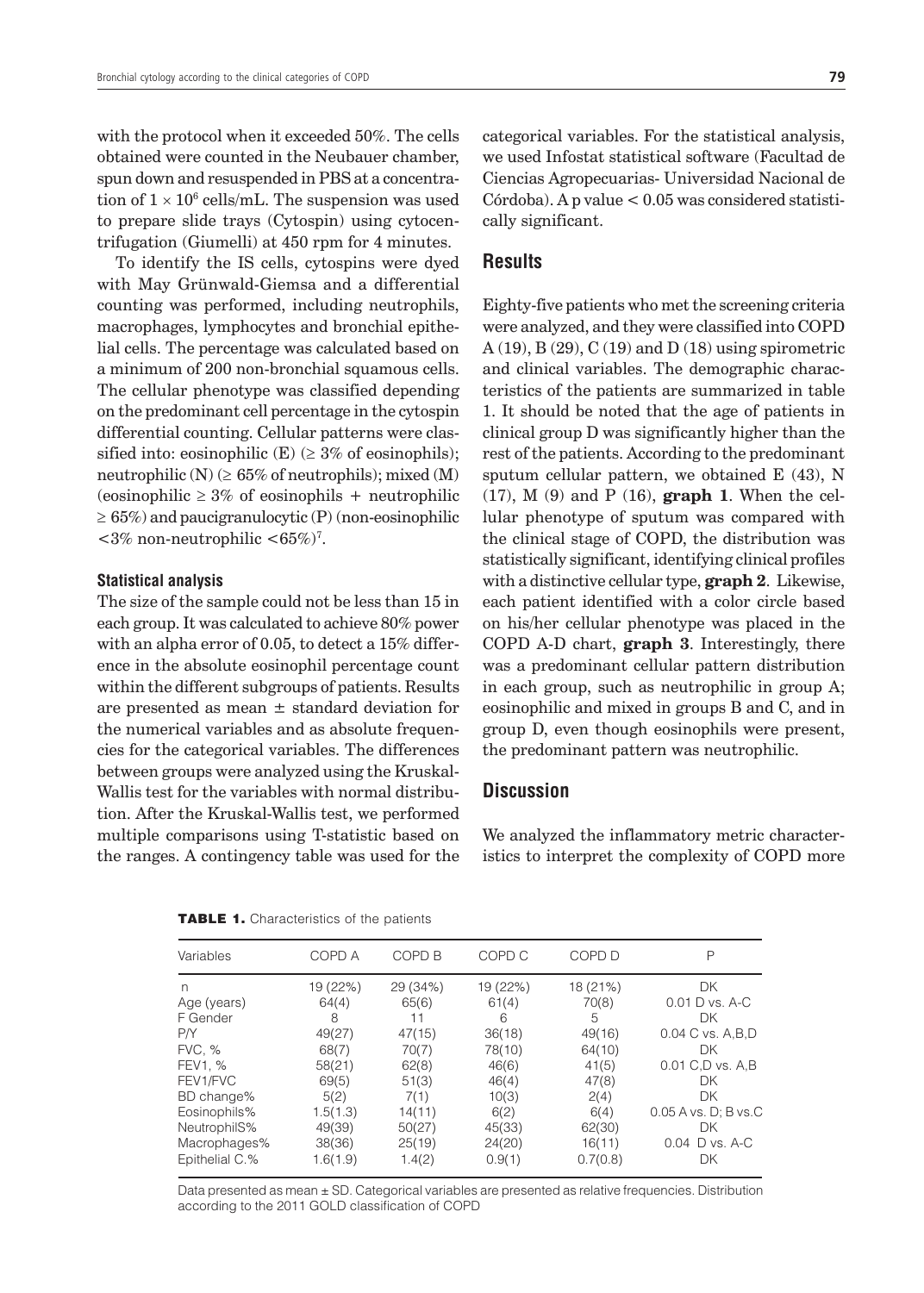with the protocol when it exceeded 50%. The cells obtained were counted in the Neubauer chamber, spun down and resuspended in PBS at a concentration of $1 \times 10^6$ cells/mL. The suspension was used to prepare slide trays (Cytospin) using cytocentrifugation (Giumelli) at 450 rpm for 4 minutes.

To identify the IS cells, cytospins were dyed with May Grünwald-Giemsa and a differential counting was performed, including neutrophils, macrophages, lymphocytes and bronchial epithelial cells. The percentage was calculated based on a minimum of 200 non-bronchial squamous cells. The cellular phenotype was classified depending on the predominant cell percentage in the cytospin differential counting. Cellular patterns were classified into: eosinophilic (E) ($\geq 3\%$ of eosinophils); neutrophilic (N) ($\geq 65\%$ of neutrophils); mixed (M) (eosinophilic $\geq 3\%$ of eosinophils + neutrophilic $\geq 65\%$) and paucigranulocytic (P) (non-eosinophilic $<3\%$ non-neutrophilic $<65\%$)[7].

#### Statistical analysis

The size of the sample could not be less than 15 in each group. It was calculated to achieve 80% power with an alpha error of 0.05, to detect a 15% difference in the absolute eosinophil percentage count within the different subgroups of patients. Results are presented as mean ± standard deviation for the numerical variables and as absolute frequencies for the categorical variables. The differences between groups were analyzed using the Kruskal-Wallis test for the variables with normal distribution. After the Kruskal-Wallis test, we performed multiple comparisons using T-statistic based on the ranges. A contingency table was used for the categorical variables. For the statistical analysis, we used Infostat statistical software (Facultad de Ciencias Agropecuarias- Universidad Nacional de Córdoba). A p value $< 0.05$ was considered statistically significant.

## Results

Eighty-five patients who met the screening criteria were analyzed, and they were classified into COPD A (19), B (29), C (19) and D (18) using spirometric and clinical variables. The demographic characteristics of the patients are summarized in table 1. It should be noted that the age of patients in clinical group D was significantly higher than the rest of the patients. According to the predominant sputum cellular pattern, we obtained E (43), N (17), M (9) and P (16), **graph 1**. When the cellular phenotype of sputum was compared with the clinical stage of COPD, the distribution was statistically significant, identifying clinical profiles with a distinctive cellular type, **graph 2**. Likewise, each patient identified with a color circle based on his/her cellular phenotype was placed in the COPD A-D chart, **graph 3**. Interestingly, there was a predominant cellular pattern distribution in each group, such as neutrophilic in group A; eosinophilic and mixed in groups B and C, and in group D, even though eosinophils were present, the predominant pattern was neutrophilic.

## Discussion

We analyzed the inflammatory metric characteristics to interpret the complexity of COPD more

**TABLE 1.** Characteristics of the patients

| Variables | COPD A | COPD B | COPD C | COPD D | P |
|---|---|---|---|---|---|
| n | 19 (22%) | 29 (34%) | 19 (22%) | 18 (21%) | DK |
| Age (years) | 64(4) | 65(6) | 61(4) | 70(8) | 0.01 D vs. A-C |
| F Gender | 8 | 11 | 6 | 5 | DK |
| P/Y | 49(27) | 47(15) | 36(18) | 49(16) | 0.04 C vs. A,B,D |
| FVC, % | 68(7) | 70(7) | 78(10) | 64(10) | DK |
| FEV1, % | 58(21) | 62(8) | 46(6) | 41(5) | 0.01 C,D vs. A,B |
| FEV1/FVC | 69(5) | 51(3) | 46(4) | 47(8) | DK |
| BD change% | 5(2) | 7(1) | 10(3) | 2(4) | DK |
| Eosinophils% | 1.5(1.3) | 14(11) | 6(2) | 6(4) | 0.05 A vs. D; B vs.C |
| NeutrophilS% | 49(39) | 50(27) | 45(33) | 62(30) | DK |
| Macrophages% | 38(36) | 25(19) | 24(20) | 16(11) | 0.04 D vs. A-C |
| Epithelial C.% | 1.6(1.9) | 1.4(2) | 0.9(1) | 0.7(0.8) | DK |

Data presented as mean ± SD. Categorical variables are presented as relative frequencies. Distribution according to the 2011 GOLD classification of COPD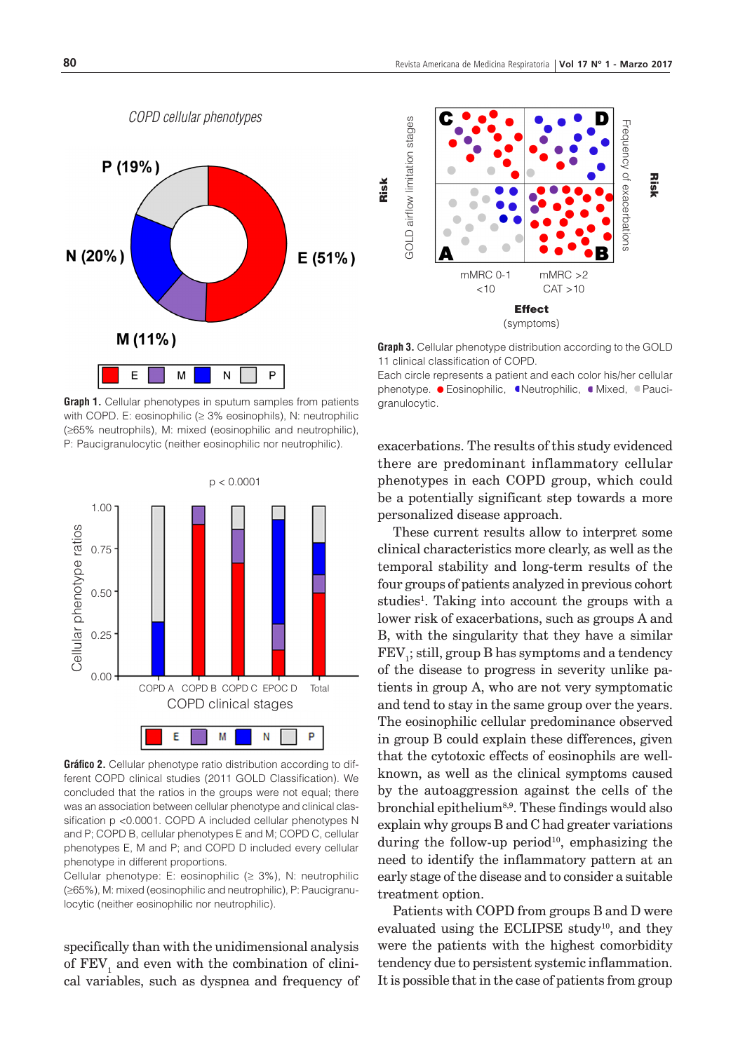COPD cellular phenotypes

P (19%)

N (20%)

E (51%)

M (11%)

E M N P

**Graph 1.** Cellular phenotypes in sputum samples from patients with COPD. E: eosinophilic (≥ 3% eosinophils), N: neutrophilic (≥65% neutrophils), M: mixed (eosinophilic and neutrophilic), P: Paucigranulocytic (neither eosinophilic nor neutrophilic).

$p < 0.0001$

**Gráfico 2.** Cellular phenotype ratio distribution according to different COPD clinical studies (2011 GOLD Classification). We concluded that the ratios in the groups were not equal; there was an association between cellular phenotype and clinical classification $p < 0.0001$. COPD A included cellular phenotypes N and P; COPD B, cellular phenotypes E and M; COPD C, cellular phenotypes E, M and P; and COPD D included every cellular phenotype in different proportions.
Cellular phenotype: E: eosinophilic (≥ 3%), N: neutrophilic (≥65%), M: mixed (eosinophilic and neutrophilic), P: Paucigranulocytic (neither eosinophilic nor neutrophilic).

**Graph 3.** Cellular phenotype distribution according to the GOLD 11 clinical classification of COPD.
Each circle represents a patient and each color his/her cellular phenotype. ● Eosinophilic, ● Neutrophilic, ● Mixed, ● Paucigranulocytic.

specifically than with the unidimensional analysis of $FEV_1$ and even with the combination of clinical variables, such as dyspnea and frequency of exacerbations. The results of this study evidenced there are predominant inflammatory cellular phenotypes in each COPD group, which could be a potentially significant step towards a more personalized disease approach.

These current results allow to interpret some clinical characteristics more clearly, as well as the temporal stability and long-term results of the four groups of patients analyzed in previous cohort studies[1]. Taking into account the groups with a lower risk of exacerbations, such as groups A and B, with the singularity that they have a similar $FEV_1$; still, group B has symptoms and a tendency of the disease to progress in severity unlike patients in group A, who are not very symptomatic and tend to stay in the same group over the years. The eosinophilic cellular predominance observed in group B could explain these differences, given that the cytotoxic effects of eosinophils are well-known, as well as the clinical symptoms caused by the autoaggression against the cells of the bronchial epithelium[8,9]. These findings would also explain why groups B and C had greater variations during the follow-up period[10], emphasizing the need to identify the inflammatory pattern at an early stage of the disease and to consider a suitable treatment option.

Patients with COPD from groups B and D were evaluated using the ECLIPSE study[10], and they were the patients with the highest comorbidity tendency due to persistent systemic inflammation. It is possible that in the case of patients from group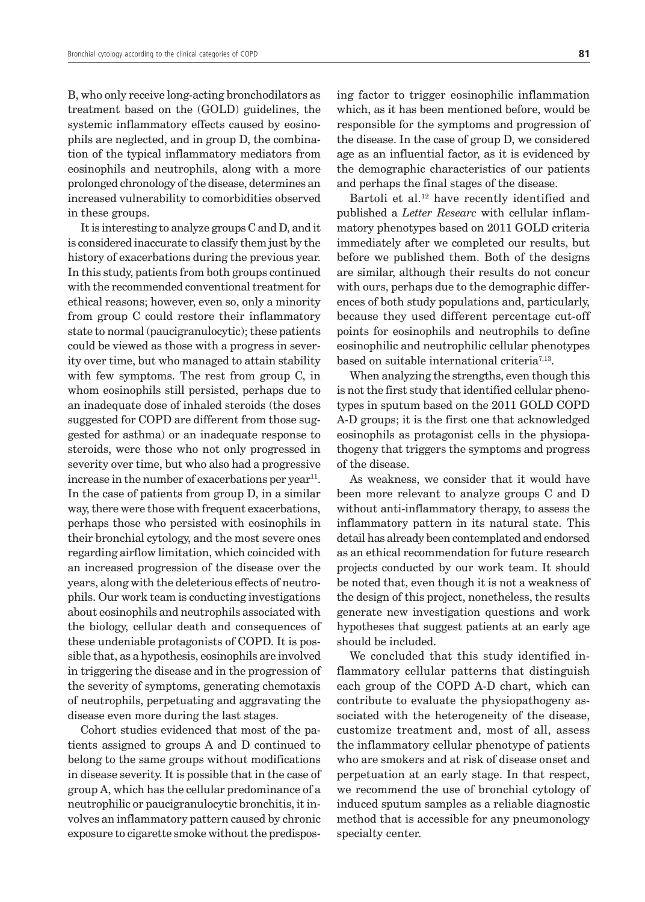B, who only receive long-acting bronchodilators as treatment based on the (GOLD) guidelines, the systemic inflammatory effects caused by eosinophils are neglected, and in group D, the combination of the typical inflammatory mediators from eosinophils and neutrophils, along with a more prolonged chronology of the disease, determines an increased vulnerability to comorbidities observed in these groups.

It is interesting to analyze groups C and D, and it is considered inaccurate to classify them just by the history of exacerbations during the previous year. In this study, patients from both groups continued with the recommended conventional treatment for ethical reasons; however, even so, only a minority from group C could restore their inflammatory state to normal (paucigranulocytic); these patients could be viewed as those with a progress in severity over time, but who managed to attain stability with few symptoms. The rest from group C, in whom eosinophils still persisted, perhaps due to an inadequate dose of inhaled steroids (the doses suggested for COPD are different from those suggested for asthma) or an inadequate response to steroids, were those who not only progressed in severity over time, but who also had a progressive increase in the number of exacerbations per year[11]. In the case of patients from group D, in a similar way, there were those with frequent exacerbations, perhaps those who persisted with eosinophils in their bronchial cytology, and the most severe ones regarding airflow limitation, which coincided with an increased progression of the disease over the years, along with the deleterious effects of neutrophils. Our work team is conducting investigations about eosinophils and neutrophils associated with the biology, cellular death and consequences of these undeniable protagonists of COPD. It is possible that, as a hypothesis, eosinophils are involved in triggering the disease and in the progression of the severity of symptoms, generating chemotaxis of neutrophils, perpetuating and aggravating the disease even more during the last stages.

Cohort studies evidenced that most of the patients assigned to groups A and D continued to belong to the same groups without modifications in disease severity. It is possible that in the case of group A, which has the cellular predominance of a neutrophilic or paucigranulocytic bronchitis, it involves an inflammatory pattern caused by chronic exposure to cigarette smoke without the predisposing factor to trigger eosinophilic inflammation which, as it has been mentioned before, would be responsible for the symptoms and progression of the disease. In the case of group D, we considered age as an influential factor, as it is evidenced by the demographic characteristics of our patients and perhaps the final stages of the disease.

Bartoli et al.[12] have recently identified and published a *Letter Researc* with cellular inflammatory phenotypes based on 2011 GOLD criteria immediately after we completed our results, but before we published them. Both of the designs are similar, although their results do not concur with ours, perhaps due to the demographic differences of both study populations and, particularly, because they used different percentage cut-off points for eosinophils and neutrophils to define eosinophilic and neutrophilic cellular phenotypes based on suitable international criteria[7,13].

When analyzing the strengths, even though this is not the first study that identified cellular phenotypes in sputum based on the 2011 GOLD COPD A-D groups; it is the first one that acknowledged eosinophils as protagonist cells in the physiopathogeny that triggers the symptoms and progress of the disease.

As weakness, we consider that it would have been more relevant to analyze groups C and D without anti-inflammatory therapy, to assess the inflammatory pattern in its natural state. This detail has already been contemplated and endorsed as an ethical recommendation for future research projects conducted by our work team. It should be noted that, even though it is not a weakness of the design of this project, nonetheless, the results generate new investigation questions and work hypotheses that suggest patients at an early age should be included.

We concluded that this study identified inflammatory cellular patterns that distinguish each group of the COPD A-D chart, which can contribute to evaluate the physiopathogeny associated with the heterogeneity of the disease, customize treatment and, most of all, assess the inflammatory cellular phenotype of patients who are smokers and at risk of disease onset and perpetuation at an early stage. In that respect, we recommend the use of bronchial cytology of induced sputum samples as a reliable diagnostic method that is accessible for any pneumonology specialty center.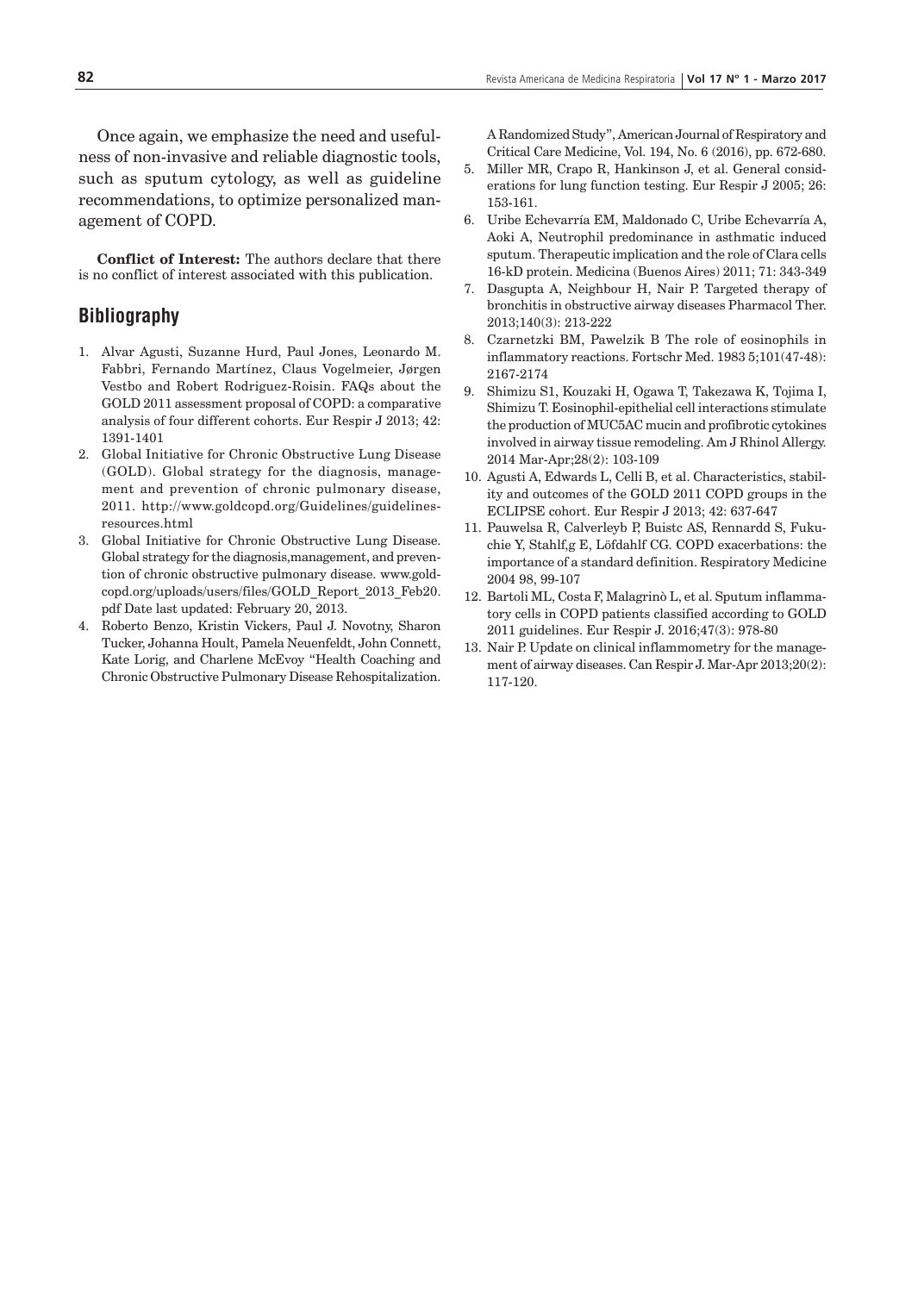Once again, we emphasize the need and usefulness of non-invasive and reliable diagnostic tools, such as sputum cytology, as well as guideline recommendations, to optimize personalized management of COPD.

**Conflict of Interest:** The authors declare that there is no conflict of interest associated with this publication.

## Bibliography

1. Alvar Agusti, Suzanne Hurd, Paul Jones, Leonardo M. Fabbri, Fernando Martínez, Claus Vogelmeier, Jørgen Vestbo and Robert Rodriguez-Roisin. FAQs about the GOLD 2011 assessment proposal of COPD: a comparative analysis of four different cohorts. Eur Respir J 2013; 42: 1391-1401
2. Global Initiative for Chronic Obstructive Lung Disease (GOLD). Global strategy for the diagnosis, management and prevention of chronic pulmonary disease, 2011. http://www.goldcopd.org/Guidelines/guidelines-resources.html
3. Global Initiative for Chronic Obstructive Lung Disease. Global strategy for the diagnosis,management, and prevention of chronic obstructive pulmonary disease. www.goldcopd.org/uploads/users/files/GOLD_Report_2013_Feb20.pdf Date last updated: February 20, 2013.
4. Roberto Benzo, Kristin Vickers, Paul J. Novotny, Sharon Tucker, Johanna Hoult, Pamela Neuenfeldt, John Connett, Kate Lorig, and Charlene McEvoy "Health Coaching and Chronic Obstructive Pulmonary Disease Rehospitalization. A Randomized Study", American Journal of Respiratory and Critical Care Medicine, Vol. 194, No. 6 (2016), pp. 672-680.
5. Miller MR, Crapo R, Hankinson J, et al. General considerations for lung function testing. Eur Respir J 2005; 26: 153-161.
6. Uribe Echevarría EM, Maldonado C, Uribe Echevarría A, Aoki A, Neutrophil predominance in asthmatic induced sputum. Therapeutic implication and the role of Clara cells 16-kD protein. Medicina (Buenos Aires) 2011; 71: 343-349
7. Dasgupta A, Neighbour H, Nair P. Targeted therapy of bronchitis in obstructive airway diseases Pharmacol Ther. 2013;140(3): 213-222
8. Czarnetzki BM, Pawelzik B The role of eosinophils in inflammatory reactions. Fortschr Med. 1983 5;101(47-48): 2167-2174
9. Shimizu S1, Kouzaki H, Ogawa T, Takezawa K, Tojima I, Shimizu T. Eosinophil-epithelial cell interactions stimulate the production of MUC5AC mucin and profibrotic cytokines involved in airway tissue remodeling. Am J Rhinol Allergy. 2014 Mar-Apr;28(2): 103-109
10. Agusti A, Edwards L, Celli B, et al. Characteristics, stability and outcomes of the GOLD 2011 COPD groups in the ECLIPSE cohort. Eur Respir J 2013; 42: 637-647
11. Pauwelsa R, Calverleyb P, Buistc AS, Rennardd S, Fukuchie Y, Stahlf,g E, Löfdahlf CG. COPD exacerbations: the importance of a standard definition. Respiratory Medicine 2004 98, 99-107
12. Bartoli ML, Costa F, Malagrinò L, et al. Sputum inflammatory cells in COPD patients classified according to GOLD 2011 guidelines. Eur Respir J. 2016;47(3): 978-80
13. Nair P. Update on clinical inflammometry for the management of airway diseases. Can Respir J. Mar-Apr 2013;20(2): 117-120.